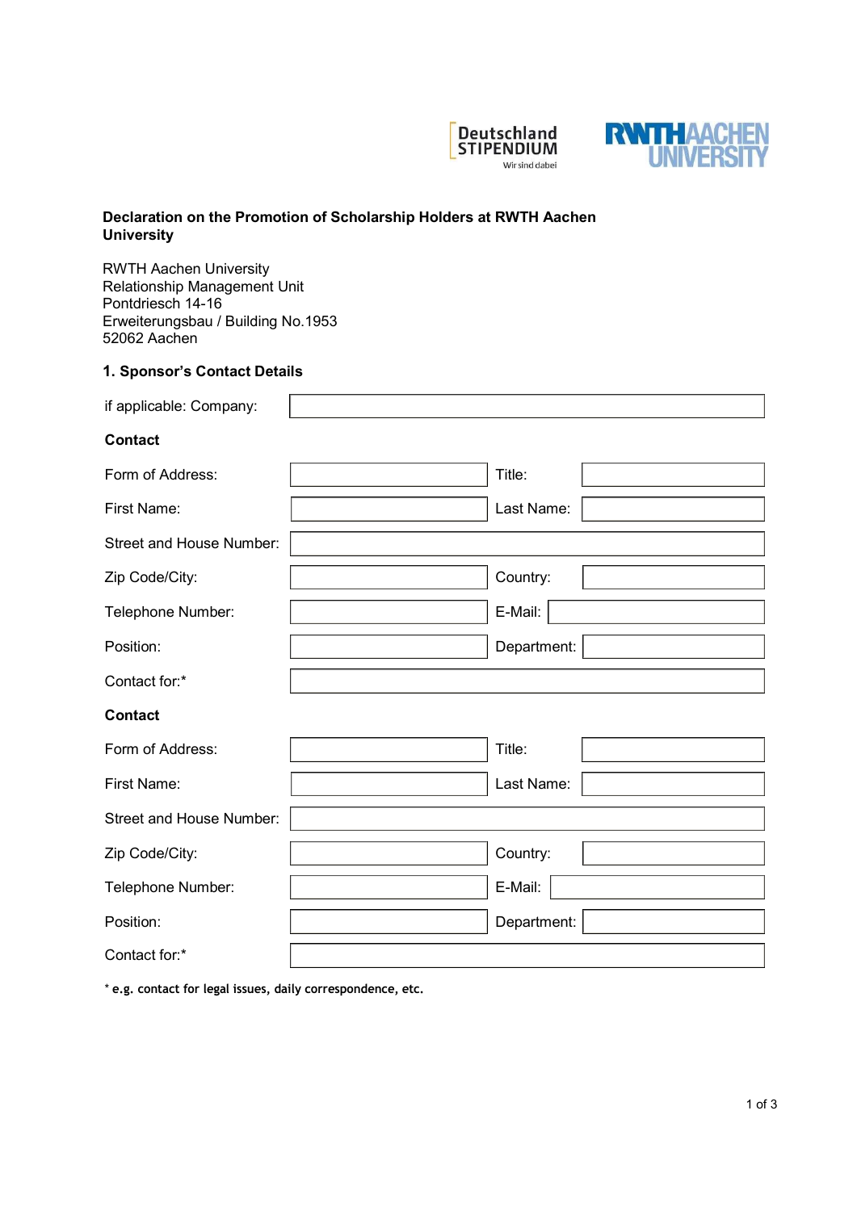Deutschland STIPENDIUM
Wir sind dabei

RWTH AACHEN UNIVERSITY

**Declaration on the Promotion of Scholarship Holders at RWTH Aachen University**

RWTH Aachen University
Relationship Management Unit
Pontdriesch 14-16
Erweiterungsbau / Building No.1953
52062 Aachen

### 1. Sponsor's Contact Details

| | | | |
|---|---|---|---|
| if applicable: Company: | | | |
| **Contact** | | | |
| Form of Address: | | Title: | |
| First Name: | | Last Name: | |
| Street and House Number: | | | |
| Zip Code/City: | | Country: | |
| Telephone Number: | | E-Mail: | |
| Position: | | Department: | |
| Contact for:* | | | |
| **Contact** | | | |
| Form of Address: | | Title: | |
| First Name: | | Last Name: | |
| Street and House Number: | | | |
| Zip Code/City: | | Country: | |
| Telephone Number: | | E-Mail: | |
| Position: | | Department: | |
| Contact for:* | | | |

* e.g. contact for legal issues, daily correspondence, etc.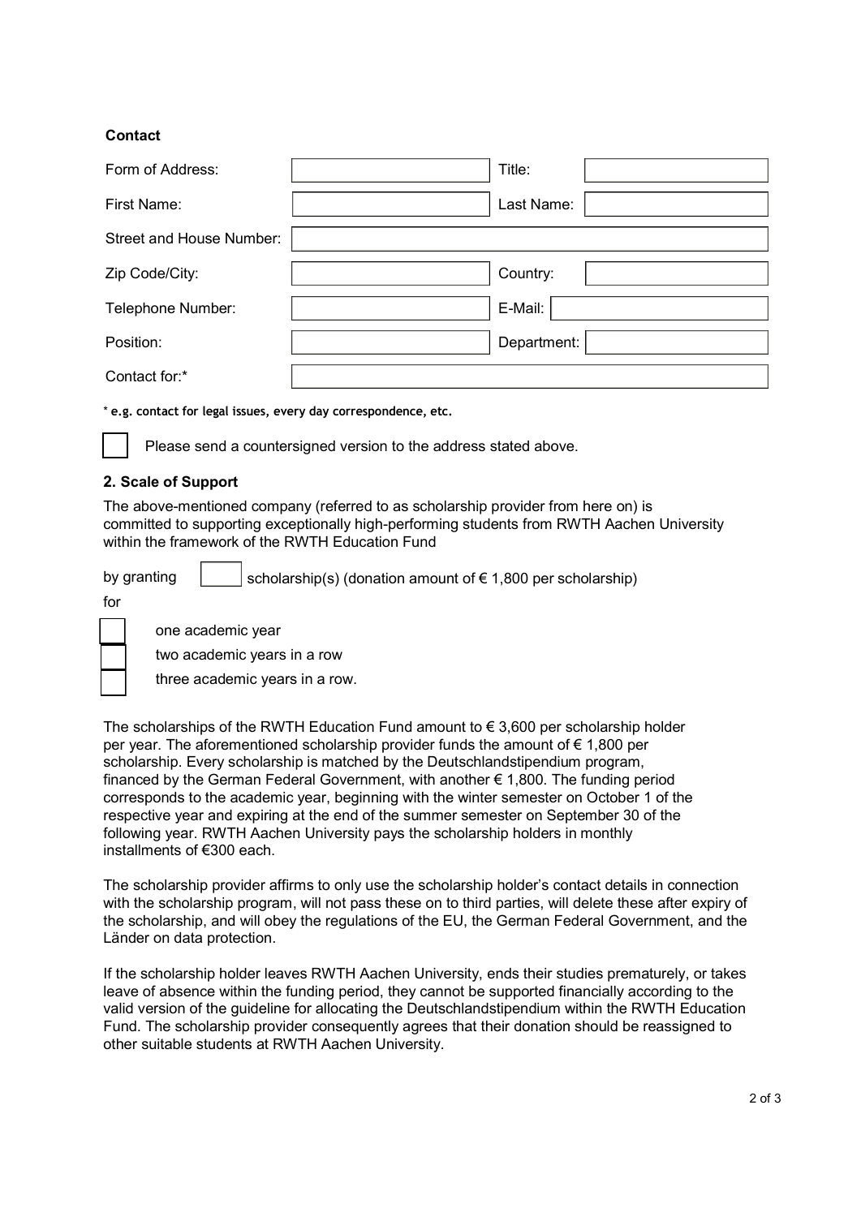**Contact**

| Form of Address: | | Title: | |
|---|---|---|---|
| First Name: | | Last Name: | |
| Street and House Number: | | | |
| Zip Code/City: | | Country: | |
| Telephone Number: | | E-Mail: | |
| Position: | | Department: | |
| Contact for:* | | | |

* e.g. contact for legal issues, every day correspondence, etc.

☐ Please send a countersigned version to the address stated above.

## 2. Scale of Support

The above-mentioned company (referred to as scholarship provider from here on) is committed to supporting exceptionally high-performing students from RWTH Aachen University within the framework of the RWTH Education Fund

by granting ☐ scholarship(s) (donation amount of € 1,800 per scholarship)

for

☐ one academic year

☐ two academic years in a row

☐ three academic years in a row.

The scholarships of the RWTH Education Fund amount to € 3,600 per scholarship holder per year. The aforementioned scholarship provider funds the amount of € 1,800 per scholarship. Every scholarship is matched by the Deutschlandstipendium program, financed by the German Federal Government, with another € 1,800. The funding period corresponds to the academic year, beginning with the winter semester on October 1 of the respective year and expiring at the end of the summer semester on September 30 of the following year. RWTH Aachen University pays the scholarship holders in monthly installments of €300 each.

The scholarship provider affirms to only use the scholarship holder's contact details in connection with the scholarship program, will not pass these on to third parties, will delete these after expiry of the scholarship, and will obey the regulations of the EU, the German Federal Government, and the Länder on data protection.

If the scholarship holder leaves RWTH Aachen University, ends their studies prematurely, or takes leave of absence within the funding period, they cannot be supported financially according to the valid version of the guideline for allocating the Deutschlandstipendium within the RWTH Education Fund. The scholarship provider consequently agrees that their donation should be reassigned to other suitable students at RWTH Aachen University.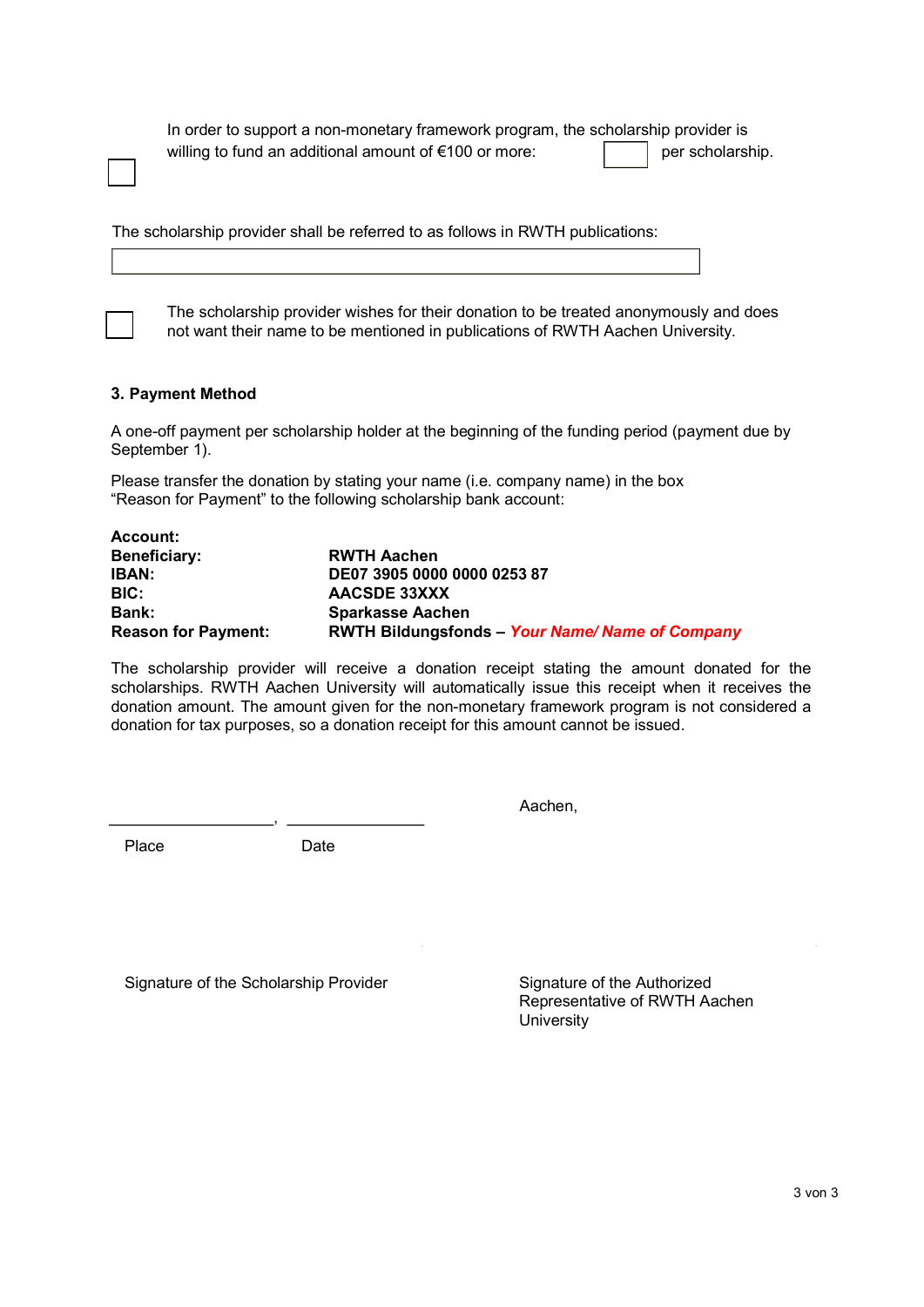☐ In order to support a non-monetary framework program, the scholarship provider is willing to fund an additional amount of €100 or more: ☐ per scholarship.

The scholarship provider shall be referred to as follows in RWTH publications:

☐

☐ The scholarship provider wishes for their donation to be treated anonymously and does not want their name to be mentioned in publications of RWTH Aachen University.

### 3. Payment Method

A one-off payment per scholarship holder at the beginning of the funding period (payment due by September 1).

Please transfer the donation by stating your name (i.e. company name) in the box "Reason for Payment" to the following scholarship bank account:

| | |
|---|---|
| **Account:** | |
| **Beneficiary:** | **RWTH Aachen** |
| **IBAN:** | **DE07 3905 0000 0000 0253 87** |
| **BIC:** | **AACSDE 33XXX** |
| **Bank:** | **Sparkasse Aachen** |
| **Reason for Payment:** | **RWTH Bildungsfonds –** ***Your Name/ Name of Company*** |

The scholarship provider will receive a donation receipt stating the amount donated for the scholarships. RWTH Aachen University will automatically issue this receipt when it receives the donation amount. The amount given for the non-monetary framework program is not considered a donation for tax purposes, so a donation receipt for this amount cannot be issued.

____________________, ________________

Place Date

Aachen,

Signature of the Scholarship Provider

Signature of the Authorized Representative of RWTH Aachen University